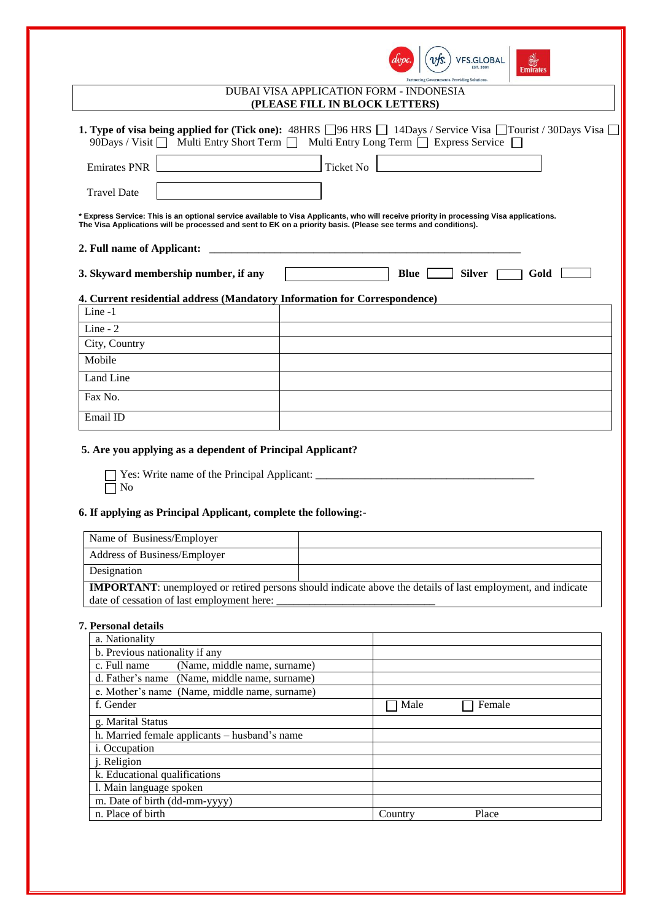DUBAI VISA APPLICATION FORM - INDONESIA
**(PLEASE FILL IN BLOCK LETTERS)**

**1. Type of visa being applied for (Tick one):** 48HRS ☐ 96 HRS ☐ 14Days / Service Visa ☐ Tourist / 30Days Visa ☐ 90Days / Visit ☐ Multi Entry Short Term ☐ Multi Entry Long Term ☐ Express Service ☐

Emirates PNR ____________ Ticket No ____________

Travel Date ____________

**\* Express Service: This is an optional service available to Visa Applicants, who will receive priority in processing Visa applications. The Visa Applications will be processed and sent to EK on a priority basis. (Please see terms and conditions).**

**2. Full name of Applicant:** ____________________________________________

**3. Skyward membership number, if any** ____________ **Blue** ☐ **Silver** ☐ **Gold** ☐

**4. Current residential address (Mandatory Information for Correspondence)**

| | |
|---|---|
| Line -1 | |
| Line - 2 | |
| City, Country | |
| Mobile | |
| Land Line | |
| Fax No. | |
| Email ID | |

**5. Are you applying as a dependent of Principal Applicant?**

☐ Yes: Write name of the Principal Applicant: ________________________________________
☐ No

**6. If applying as Principal Applicant, complete the following:-**

| | |
|---|---|
| Name of Business/Employer | |
| Address of Business/Employer | |
| Designation | |
| **IMPORTANT**: unemployed or retired persons should indicate above the details of last employment, and indicate date of cessation of last employment here: ____________________________ | |

**7. Personal details**

| | | |
|---|---|---|
| a. Nationality | | |
| b. Previous nationality if any | | |
| c. Full name (Name, middle name, surname) | | |
| d. Father's name (Name, middle name, surname) | | |
| e. Mother's name (Name, middle name, surname) | | |
| f. Gender | ☐ Male | ☐ Female |
| g. Marital Status | | |
| h. Married female applicants – husband's name | | |
| i. Occupation | | |
| j. Religion | | |
| k. Educational qualifications | | |
| l. Main language spoken | | |
| m. Date of birth (dd-mm-yyyy) | | |
| n. Place of birth | Country | Place |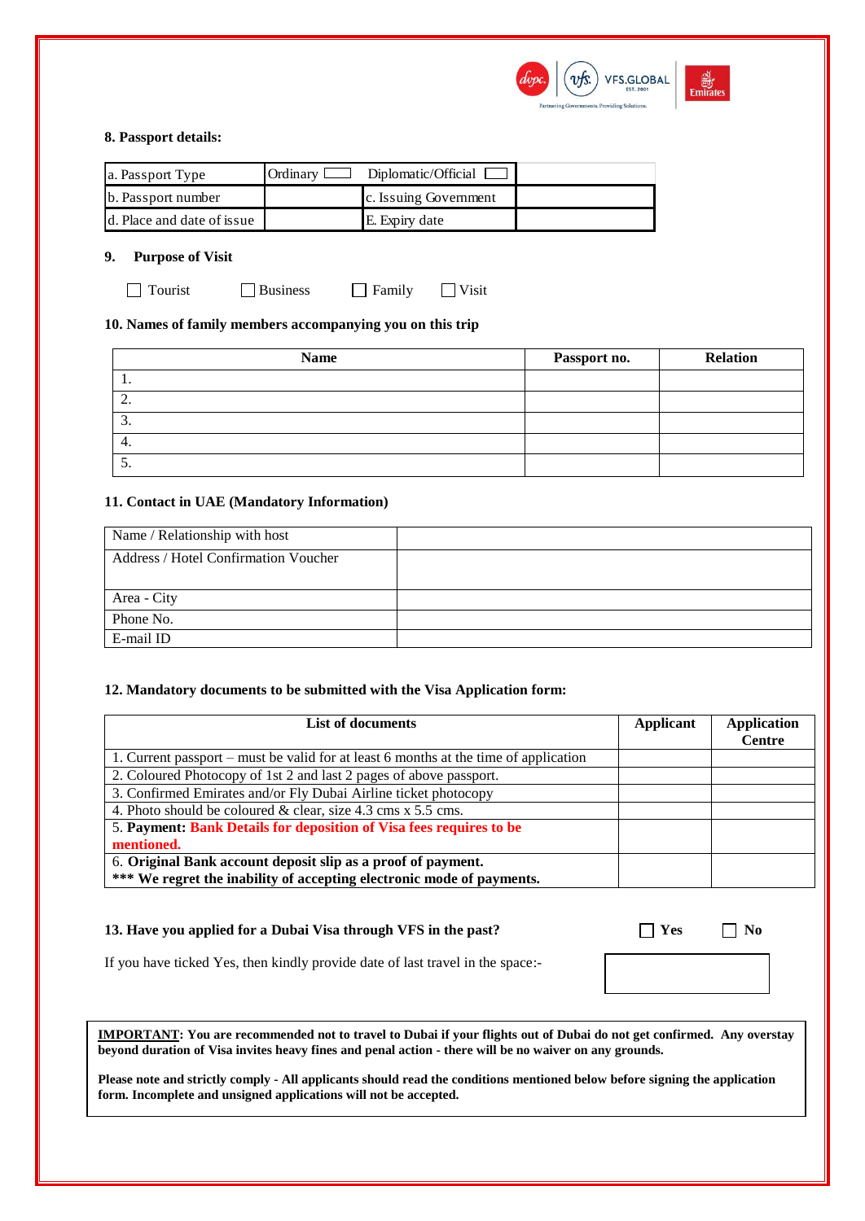**8. Passport details:**

| a. Passport Type | Ordinary ☐ | Diplomatic/Official ☐ | |
|---|---|---|---|
| b. Passport number | | c. Issuing Government | |
| d. Place and date of issue | | E. Expiry date | |

**9. Purpose of Visit**

☐ Tourist ☐ Business ☐ Family ☐ Visit

**10. Names of family members accompanying you on this trip**

| Name | Passport no. | Relation |
|---|---|---|
| 1. | | |
| 2. | | |
| 3. | | |
| 4. | | |
| 5. | | |

**11. Contact in UAE (Mandatory Information)**

| Name / Relationship with host | |
|---|---|
| Address / Hotel Confirmation Voucher | |
| Area - City | |
| Phone No. | |
| E-mail ID | |

**12. Mandatory documents to be submitted with the Visa Application form:**

| List of documents | Applicant | Application Centre |
|---|---|---|
| 1. Current passport – must be valid for at least 6 months at the time of application | | |
| 2. Coloured Photocopy of 1st 2 and last 2 pages of above passport. | | |
| 3. Confirmed Emirates and/or Fly Dubai Airline ticket photocopy | | |
| 4. Photo should be coloured & clear, size 4.3 cms x 5.5 cms. | | |
| 5. **Payment: Bank Details for deposition of Visa fees requires to be mentioned.** | | |
| 6. **Original Bank account deposit slip as a proof of payment.** **\*\*\* We regret the inability of accepting electronic mode of payments.** | | |

**13. Have you applied for a Dubai Visa through VFS in the past?** ☐ **Yes** ☐ **No**

If you have ticked Yes, then kindly provide date of last travel in the space:-

**<u>IMPORTANT</u>: You are recommended not to travel to Dubai if your flights out of Dubai do not get confirmed. Any overstay beyond duration of Visa invites heavy fines and penal action - there will be no waiver on any grounds.**

**Please note and strictly comply - All applicants should read the conditions mentioned below before signing the application form. Incomplete and unsigned applications will not be accepted.**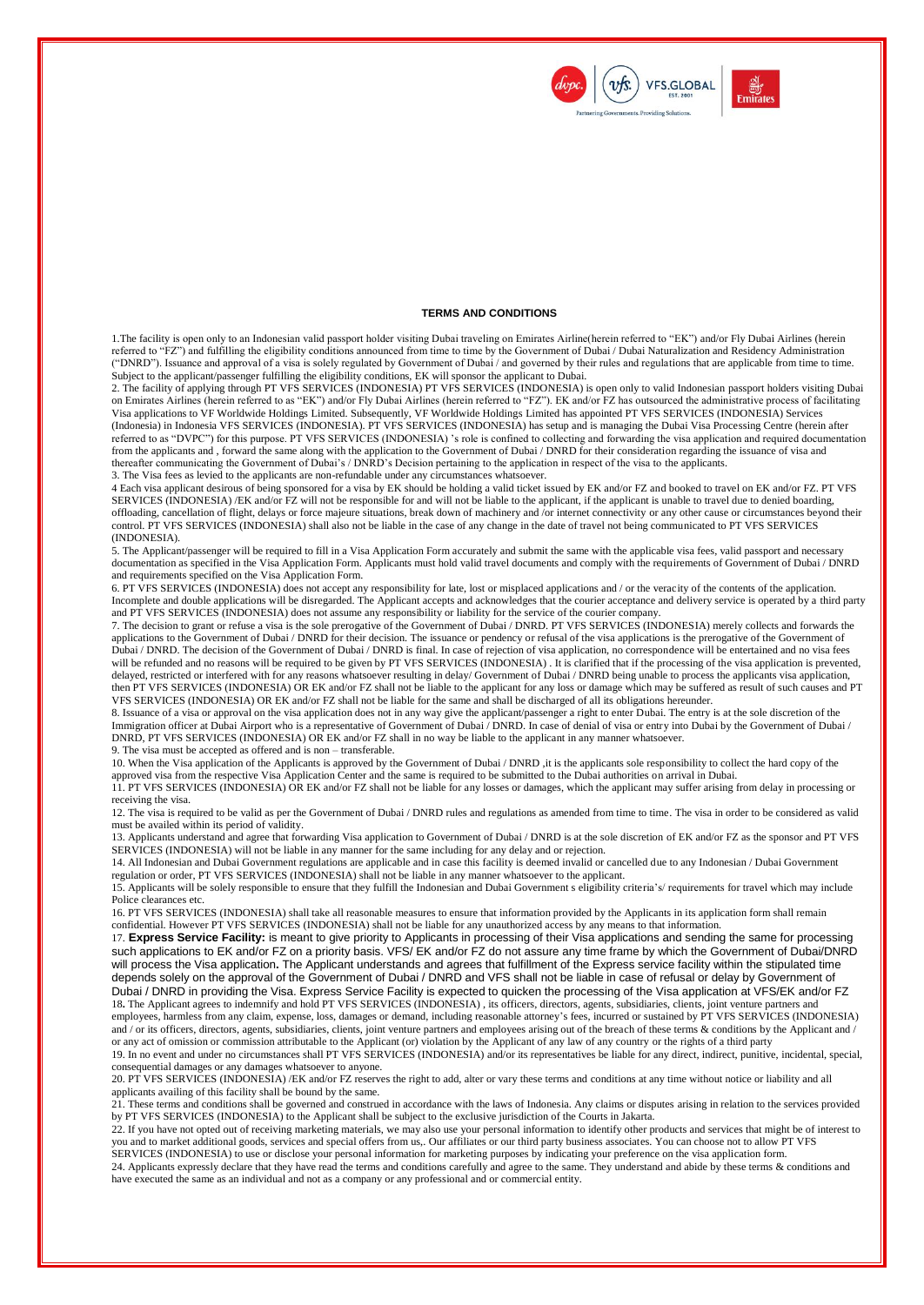## TERMS AND CONDITIONS

1.The facility is open only to an Indonesian valid passport holder visiting Dubai traveling on Emirates Airline(herein referred to "EK") and/or Fly Dubai Airlines (herein referred to "FZ") and fulfilling the eligibility conditions announced from time to time by the Government of Dubai / Dubai Naturalization and Residency Administration ("DNRD"). Issuance and approval of a visa is solely regulated by Government of Dubai / and governed by their rules and regulations that are applicable from time to time. Subject to the applicant/passenger fulfilling the eligibility conditions, EK will sponsor the applicant to Dubai.

2. The facility of applying through PT VFS SERVICES (INDONESIA) PT VFS SERVICES (INDONESIA) is open only to valid Indonesian passport holders visiting Dubai on Emirates Airlines (herein referred to as "EK") and/or Fly Dubai Airlines (herein referred to "FZ"). EK and/or FZ has outsourced the administrative process of facilitating Visa applications to VF Worldwide Holdings Limited. Subsequently, VF Worldwide Holdings Limited has appointed PT VFS SERVICES (INDONESIA) Services (Indonesia) in Indonesia VFS SERVICES (INDONESIA). PT VFS SERVICES (INDONESIA) has setup and is managing the Dubai Visa Processing Centre (herein after referred to as "DVPC") for this purpose. PT VFS SERVICES (INDONESIA) 's role is confined to collecting and forwarding the visa application and required documentation from the applicants and , forward the same along with the application to the Government of Dubai / DNRD for their consideration regarding the issuance of visa and thereafter communicating the Government of Dubai's / DNRD's Decision pertaining to the application in respect of the visa to the applicants.

3. The Visa fees as levied to the applicants are non-refundable under any circumstances whatsoever.

4 Each visa applicant desirous of being sponsored for a visa by EK should be holding a valid ticket issued by EK and/or FZ and booked to travel on EK and/or FZ. PT VFS SERVICES (INDONESIA) /EK and/or FZ will not be responsible for and will not be liable to the applicant, if the applicant is unable to travel due to denied boarding, offloading, cancellation of flight, delays or force majeure situations, break down of machinery and /or internet connectivity or any other cause or circumstances beyond their control. PT VFS SERVICES (INDONESIA) shall also not be liable in the case of any change in the date of travel not being communicated to PT VFS SERVICES (INDONESIA).

5. The Applicant/passenger will be required to fill in a Visa Application Form accurately and submit the same with the applicable visa fees, valid passport and necessary documentation as specified in the Visa Application Form. Applicants must hold valid travel documents and comply with the requirements of Government of Dubai / DNRD and requirements specified on the Visa Application Form.

6. PT VFS SERVICES (INDONESIA) does not accept any responsibility for late, lost or misplaced applications and / or the veracity of the contents of the application. Incomplete and double applications will be disregarded. The Applicant accepts and acknowledges that the courier acceptance and delivery service is operated by a third party and PT VFS SERVICES (INDONESIA) does not assume any responsibility or liability for the service of the courier company.

7. The decision to grant or refuse a visa is the sole prerogative of the Government of Dubai / DNRD. PT VFS SERVICES (INDONESIA) merely collects and forwards the applications to the Government of Dubai / DNRD for their decision. The issuance or pendency or refusal of the visa applications is the prerogative of the Government of Dubai / DNRD. The decision of the Government of Dubai / DNRD is final. In case of rejection of visa application, no correspondence will be entertained and no visa fees will be refunded and no reasons will be required to be given by PT VFS SERVICES (INDONESIA) . It is clarified that if the processing of the visa application is prevented, delayed, restricted or interfered with for any reasons whatsoever resulting in delay/ Government of Dubai / DNRD being unable to process the applicants visa application, then PT VFS SERVICES (INDONESIA) OR EK and/or FZ shall not be liable to the applicant for any loss or damage which may be suffered as result of such causes and PT VFS SERVICES (INDONESIA) OR EK and/or FZ shall not be liable for the same and shall be discharged of all its obligations hereunder.

8. Issuance of a visa or approval on the visa application does not in any way give the applicant/passenger a right to enter Dubai. The entry is at the sole discretion of the Immigration officer at Dubai Airport who is a representative of Government of Dubai / DNRD. In case of denial of visa or entry into Dubai by the Government of Dubai / DNRD, PT VFS SERVICES (INDONESIA) OR EK and/or FZ shall in no way be liable to the applicant in any manner whatsoever.

9. The visa must be accepted as offered and is non – transferable.

10. When the Visa application of the Applicants is approved by the Government of Dubai / DNRD ,it is the applicants sole responsibility to collect the hard copy of the approved visa from the respective Visa Application Center and the same is required to be submitted to the Dubai authorities on arrival in Dubai.

11. PT VFS SERVICES (INDONESIA) OR EK and/or FZ shall not be liable for any losses or damages, which the applicant may suffer arising from delay in processing or receiving the visa.

12. The visa is required to be valid as per the Government of Dubai / DNRD rules and regulations as amended from time to time. The visa in order to be considered as valid must be availed within its period of validity.

13. Applicants understand and agree that forwarding Visa application to Government of Dubai / DNRD is at the sole discretion of EK and/or FZ as the sponsor and PT VFS SERVICES (INDONESIA) will not be liable in any manner for the same including for any delay and or rejection.

14. All Indonesian and Dubai Government regulations are applicable and in case this facility is deemed invalid or cancelled due to any Indonesian / Dubai Government regulation or order, PT VFS SERVICES (INDONESIA) shall not be liable in any manner whatsoever to the applicant.

15. Applicants will be solely responsible to ensure that they fulfill the Indonesian and Dubai Government s eligibility criteria's/ requirements for travel which may include Police clearances etc.

16. PT VFS SERVICES (INDONESIA) shall take all reasonable measures to ensure that information provided by the Applicants in its application form shall remain confidential. However PT VFS SERVICES (INDONESIA) shall not be liable for any unauthorized access by any means to that information.

17. **Express Service Facility:** is meant to give priority to Applicants in processing of their Visa applications and sending the same for processing such applications to EK and/or FZ on a priority basis. VFS/ EK and/or FZ do not assure any time frame by which the Government of Dubai/DNRD will process the Visa application**.** The Applicant understands and agrees that fulfillment of the Express service facility within the stipulated time depends solely on the approval of the Government of Dubai / DNRD and VFS shall not be liable in case of refusal or delay by Government of Dubai / DNRD in providing the Visa. Express Service Facility is expected to quicken the processing of the Visa application at VFS/EK and/or FZ

18**.** The Applicant agrees to indemnify and hold PT VFS SERVICES (INDONESIA) , its officers, directors, agents, subsidiaries, clients, joint venture partners and employees, harmless from any claim, expense, loss, damages or demand, including reasonable attorney's fees, incurred or sustained by PT VFS SERVICES (INDONESIA) and / or its officers, directors, agents, subsidiaries, clients, joint venture partners and employees arising out of the breach of these terms & conditions by the Applicant and / or any act of omission or commission attributable to the Applicant (or) violation by the Applicant of any law of any country or the rights of a third party

19. In no event and under no circumstances shall PT VFS SERVICES (INDONESIA) and/or its representatives be liable for any direct, indirect, punitive, incidental, special, consequential damages or any damages whatsoever to anyone.

20. PT VFS SERVICES (INDONESIA) /EK and/or FZ reserves the right to add, alter or vary these terms and conditions at any time without notice or liability and all applicants availing of this facility shall be bound by the same.

21. These terms and conditions shall be governed and construed in accordance with the laws of Indonesia. Any claims or disputes arising in relation to the services provided by PT VFS SERVICES (INDONESIA) to the Applicant shall be subject to the exclusive jurisdiction of the Courts in Jakarta.

22. If you have not opted out of receiving marketing materials, we may also use your personal information to identify other products and services that might be of interest to you and to market additional goods, services and special offers from us,. Our affiliates or our third party business associates. You can choose not to allow PT VFS SERVICES (INDONESIA) to use or disclose your personal information for marketing purposes by indicating your preference on the visa application form.

24. Applicants expressly declare that they have read the terms and conditions carefully and agree to the same. They understand and abide by these terms & conditions and have executed the same as an individual and not as a company or any professional and or commercial entity.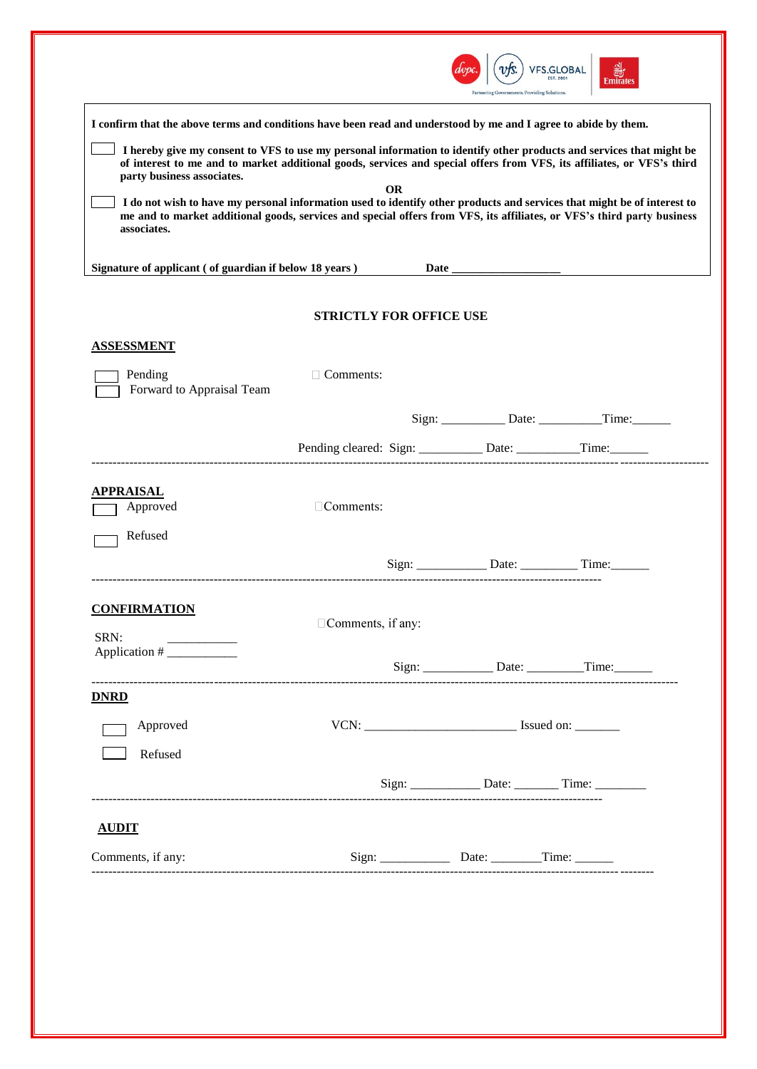**I confirm that the above terms and conditions have been read and understood by me and I agree to abide by them.**

☐ **I hereby give my consent to VFS to use my personal information to identify other products and services that might be of interest to me and to market additional goods, services and special offers from VFS, its affiliates, or VFS's third party business associates.**

**OR**

☐ **I do not wish to have my personal information used to identify other products and services that might be of interest to me and to market additional goods, services and special offers from VFS, its affiliates, or VFS's third party business associates.**

**Signature of applicant ( of guardian if below 18 years )** **Date \_\_\_\_\_\_\_\_\_\_\_\_\_\_\_\_\_\_**

## STRICTLY FOR OFFICE USE

### ASSESSMENT

☐ Pending
☐ Forward to Appraisal Team

☐ Comments:

Sign: \_\_\_\_\_\_\_\_\_\_ Date: \_\_\_\_\_\_\_\_\_\_Time:\_\_\_\_\_\_

Pending cleared: Sign: \_\_\_\_\_\_\_\_\_\_ Date: \_\_\_\_\_\_\_\_\_\_Time:\_\_\_\_\_\_

---

### APPRAISAL

☐ Approved

☐ Refused

☐Comments:

Sign: \_\_\_\_\_\_\_\_\_\_\_ Date: \_\_\_\_\_\_\_\_\_ Time:\_\_\_\_\_\_

---

### CONFIRMATION

SRN: \_\_\_\_\_\_\_\_\_\_\_
Application # \_\_\_\_\_\_\_\_\_\_\_

☐Comments, if any:

Sign: \_\_\_\_\_\_\_\_\_\_\_ Date: \_\_\_\_\_\_\_\_\_Time:\_\_\_\_\_\_

---

### DNRD

☐ Approved

☐ Refused

VCN: \_\_\_\_\_\_\_\_\_\_\_\_\_\_\_\_\_\_\_\_\_\_\_\_ Issued on: \_\_\_\_\_\_\_

Sign: \_\_\_\_\_\_\_\_\_\_\_ Date: \_\_\_\_\_\_\_ Time: \_\_\_\_\_\_\_\_

---

### AUDIT

Comments, if any: Sign: \_\_\_\_\_\_\_\_\_\_\_ Date: \_\_\_\_\_\_\_\_Time: \_\_\_\_\_\_

---